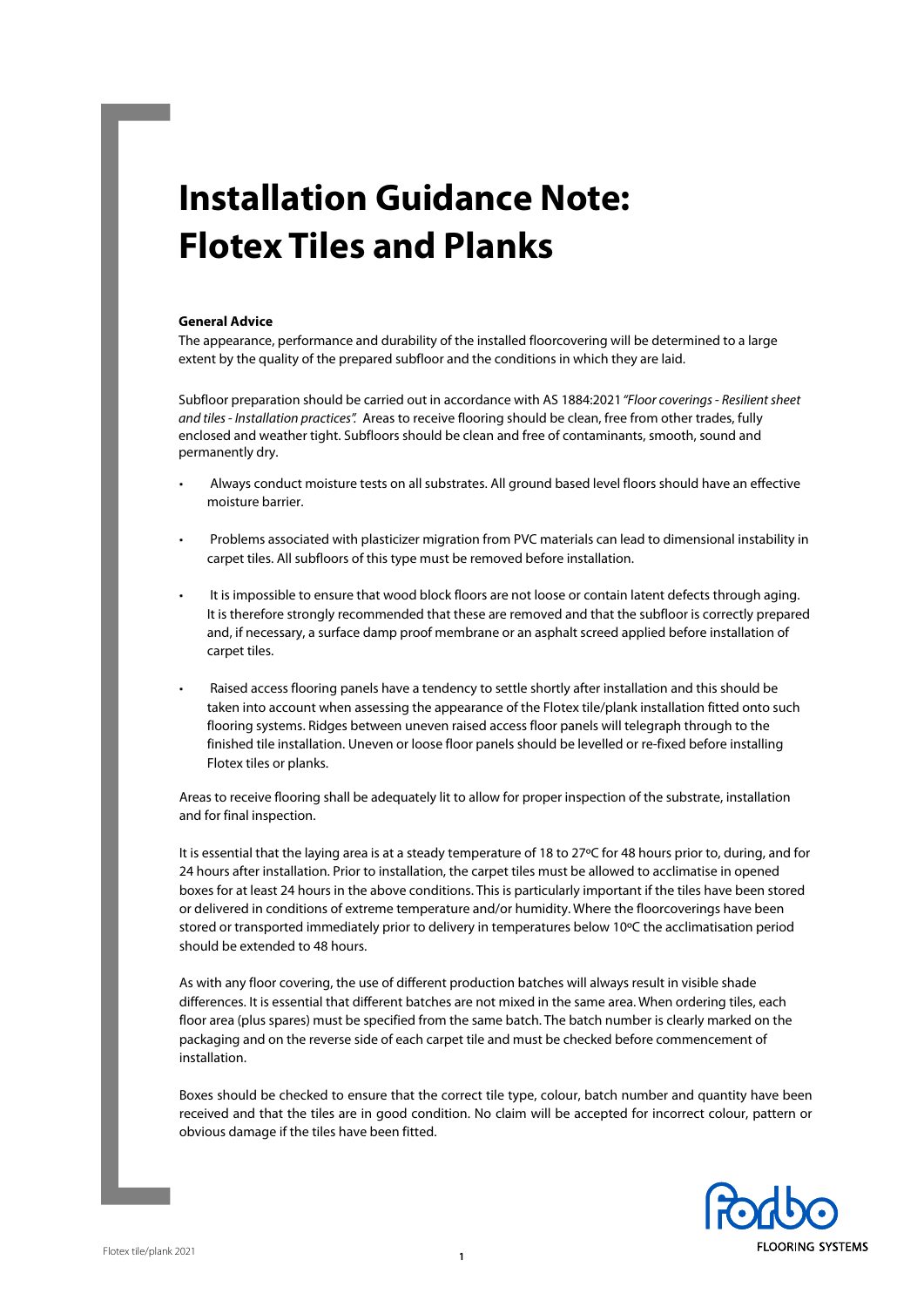# Installation Guidance Note: Flotex Tiles and Planks

**General Advice**

The appearance, performance and durability of the installed floorcovering will be determined to a large extent by the quality of the prepared subfloor and the conditions in which they are laid.

Subfloor preparation should be carried out in accordance with AS 1884:2021 *"Floor coverings - Resilient sheet and tiles - Installation practices".* Areas to receive flooring should be clean, free from other trades, fully enclosed and weather tight. Subfloors should be clean and free of contaminants, smooth, sound and permanently dry.

- Always conduct moisture tests on all substrates. All ground based level floors should have an effective moisture barrier.
- Problems associated with plasticizer migration from PVC materials can lead to dimensional instability in carpet tiles. All subfloors of this type must be removed before installation.
- It is impossible to ensure that wood block floors are not loose or contain latent defects through aging. It is therefore strongly recommended that these are removed and that the subfloor is correctly prepared and, if necessary, a surface damp proof membrane or an asphalt screed applied before installation of carpet tiles.
- Raised access flooring panels have a tendency to settle shortly after installation and this should be taken into account when assessing the appearance of the Flotex tile/plank installation fitted onto such flooring systems. Ridges between uneven raised access floor panels will telegraph through to the finished tile installation. Uneven or loose floor panels should be levelled or re-fixed before installing Flotex tiles or planks.

Areas to receive flooring shall be adequately lit to allow for proper inspection of the substrate, installation and for final inspection.

It is essential that the laying area is at a steady temperature of 18 to 27ºC for 48 hours prior to, during, and for 24 hours after installation. Prior to installation, the carpet tiles must be allowed to acclimatise in opened boxes for at least 24 hours in the above conditions. This is particularly important if the tiles have been stored or delivered in conditions of extreme temperature and/or humidity. Where the floorcoverings have been stored or transported immediately prior to delivery in temperatures below 10ºC the acclimatisation period should be extended to 48 hours.

As with any floor covering, the use of different production batches will always result in visible shade differences. It is essential that different batches are not mixed in the same area. When ordering tiles, each floor area (plus spares) must be specified from the same batch. The batch number is clearly marked on the packaging and on the reverse side of each carpet tile and must be checked before commencement of installation.

Boxes should be checked to ensure that the correct tile type, colour, batch number and quantity have been received and that the tiles are in good condition. No claim will be accepted for incorrect colour, pattern or obvious damage if the tiles have been fitted.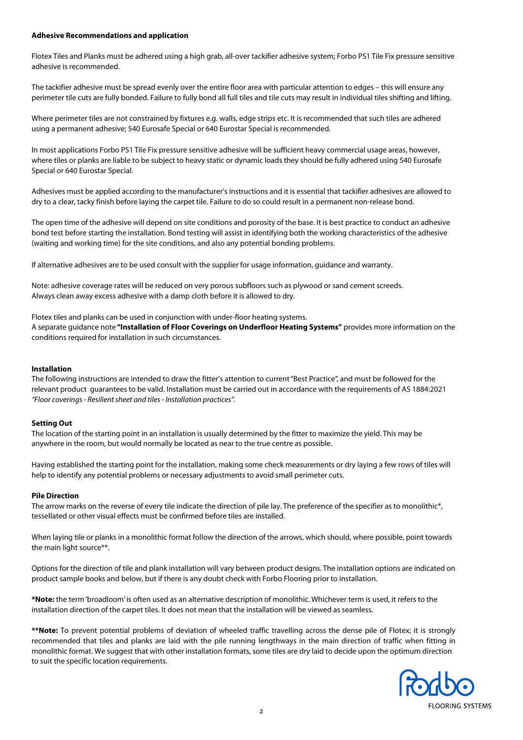### Adhesive Recommendations and application

Flotex Tiles and Planks must be adhered using a high grab, all-over tackifier adhesive system; Forbo PS1 Tile Fix pressure sensitive adhesive is recommended.

The tackifier adhesive must be spread evenly over the entire floor area with particular attention to edges – this will ensure any perimeter tile cuts are fully bonded. Failure to fully bond all full tiles and tile cuts may result in individual tiles shifting and lifting.

Where perimeter tiles are not constrained by fixtures e.g. walls, edge strips etc. It is recommended that such tiles are adhered using a permanent adhesive; 540 Eurosafe Special or 640 Eurostar Special is recommended.

In most applications Forbo PS1 Tile Fix pressure sensitive adhesive will be sufficient heavy commercial usage areas, however, where tiles or planks are liable to be subject to heavy static or dynamic loads they should be fully adhered using 540 Eurosafe Special or 640 Eurostar Special.

Adhesives must be applied according to the manufacturer's instructions and it is essential that tackifier adhesives are allowed to dry to a clear, tacky finish before laying the carpet tile. Failure to do so could result in a permanent non-release bond.

The open time of the adhesive will depend on site conditions and porosity of the base. It is best practice to conduct an adhesive bond test before starting the installation. Bond testing will assist in identifying both the working characteristics of the adhesive (waiting and working time) for the site conditions, and also any potential bonding problems.

If alternative adhesives are to be used consult with the supplier for usage information, guidance and warranty.

Note: adhesive coverage rates will be reduced on very porous subfloors such as plywood or sand cement screeds.
Always clean away excess adhesive with a damp cloth before it is allowed to dry.

Flotex tiles and planks can be used in conjunction with under-floor heating systems.
A separate guidance note **"Installation of Floor Coverings on Underfloor Heating Systems"** provides more information on the conditions required for installation in such circumstances.

### Installation

The following instructions are intended to draw the fitter's attention to current "Best Practice", and must be followed for the relevant product guarantees to be valid. Installation must be carried out in accordance with the requirements of AS 1884:2021 *"Floor coverings - Resilient sheet and tiles - Installation practices"*.

### Setting Out

The location of the starting point in an installation is usually determined by the fitter to maximize the yield. This may be anywhere in the room, but would normally be located as near to the true centre as possible.

Having established the starting point for the installation, making some check measurements or dry laying a few rows of tiles will help to identify any potential problems or necessary adjustments to avoid small perimeter cuts.

### Pile Direction

The arrow marks on the reverse of every tile indicate the direction of pile lay. The preference of the specifier as to monolithic*, tessellated or other visual effects must be confirmed before tiles are installed.

When laying tile or planks in a monolithic format follow the direction of the arrows, which should, where possible, point towards the main light source**.

Options for the direction of tile and plank installation will vary between product designs. The installation options are indicated on product sample books and below, but if there is any doubt check with Forbo Flooring prior to installation.

**\*Note:** the term 'broadloom' is often used as an alternative description of monolithic. Whichever term is used, it refers to the installation direction of the carpet tiles. It does not mean that the installation will be viewed as seamless.

**\*\*Note:** To prevent potential problems of deviation of wheeled traffic travelling across the dense pile of Flotex; it is strongly recommended that tiles and planks are laid with the pile running lengthways in the main direction of traffic when fitting in monolithic format. We suggest that with other installation formats, some tiles are dry laid to decide upon the optimum direction to suit the specific location requirements.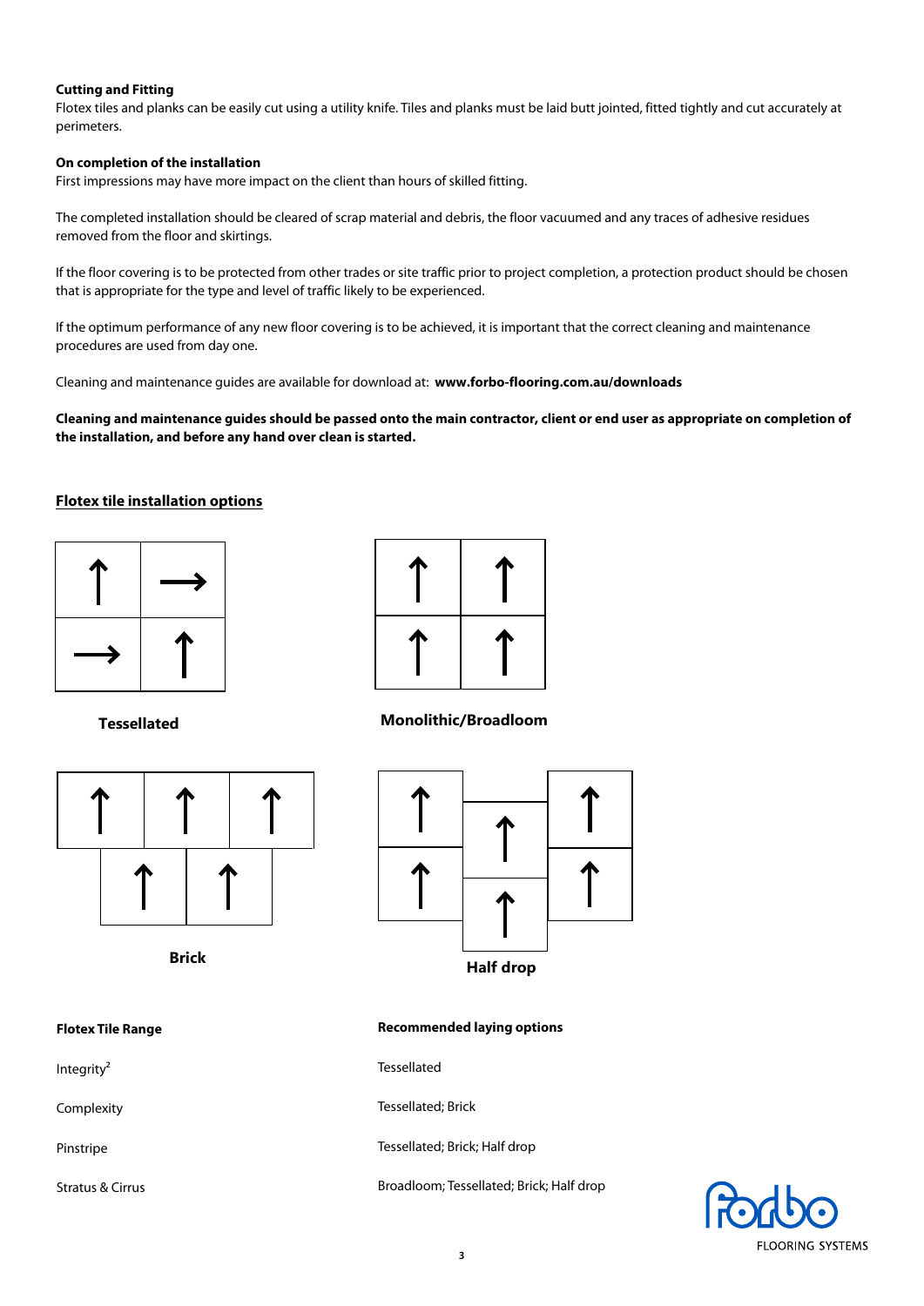**Cutting and Fitting**

Flotex tiles and planks can be easily cut using a utility knife. Tiles and planks must be laid butt jointed, fitted tightly and cut accurately at perimeters.

**On completion of the installation**

First impressions may have more impact on the client than hours of skilled fitting.

The completed installation should be cleared of scrap material and debris, the floor vacuumed and any traces of adhesive residues removed from the floor and skirtings.

If the floor covering is to be protected from other trades or site traffic prior to project completion, a protection product should be chosen that is appropriate for the type and level of traffic likely to be experienced.

If the optimum performance of any new floor covering is to be achieved, it is important that the correct cleaning and maintenance procedures are used from day one.

Cleaning and maintenance guides are available for download at: **www.forbo-flooring.com.au/downloads**

**Cleaning and maintenance guides should be passed onto the main contractor, client or end user as appropriate on completion of the installation, and before any hand over clean is started.**

## Flotex tile installation options

**Tessellated**

**Monolithic/Broadloom**

**Brick**

**Half drop**

| Flotex Tile Range | Recommended laying options |
|---|---|
| Integrity[2] | Tessellated |
| Complexity | Tessellated; Brick |
| Pinstripe | Tessellated; Brick; Half drop |
| Stratus & Cirrus | Broadloom; Tessellated; Brick; Half drop |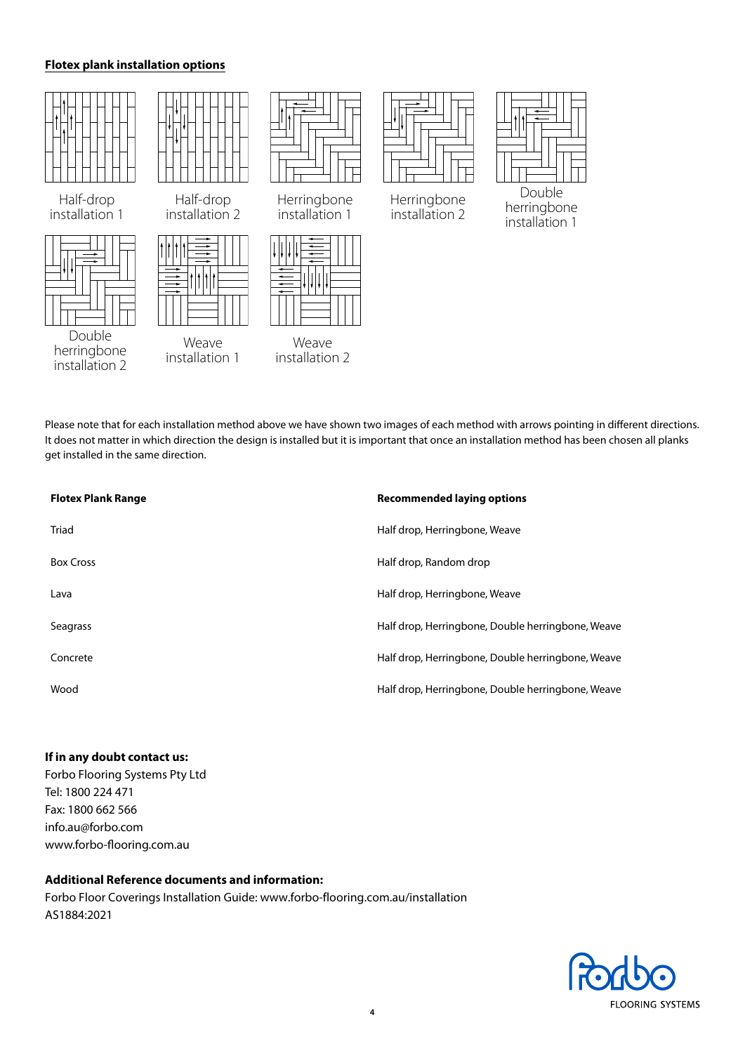## Flotex plank installation options

Half-drop installation 1

Half-drop installation 2

Herringbone installation 1

Herringbone installation 2

Double herringbone installation 1

Double herringbone installation 2

Weave installation 1

Weave installation 2

Please note that for each installation method above we have shown two images of each method with arrows pointing in different directions. It does not matter in which direction the design is installed but it is important that once an installation method has been chosen all planks get installed in the same direction.

| Flotex Plank Range | Recommended laying options |
|---|---|
| Triad | Half drop, Herringbone, Weave |
| Box Cross | Half drop, Random drop |
| Lava | Half drop, Herringbone, Weave |
| Seagrass | Half drop, Herringbone, Double herringbone, Weave |
| Concrete | Half drop, Herringbone, Double herringbone, Weave |
| Wood | Half drop, Herringbone, Double herringbone, Weave |

**If in any doubt contact us:**
Forbo Flooring Systems Pty Ltd
Tel: 1800 224 471
Fax: 1800 662 566
info.au@forbo.com
www.forbo-flooring.com.au

**Additional Reference documents and information:**
Forbo Floor Coverings Installation Guide: www.forbo-flooring.com.au/installation
AS1884:2021